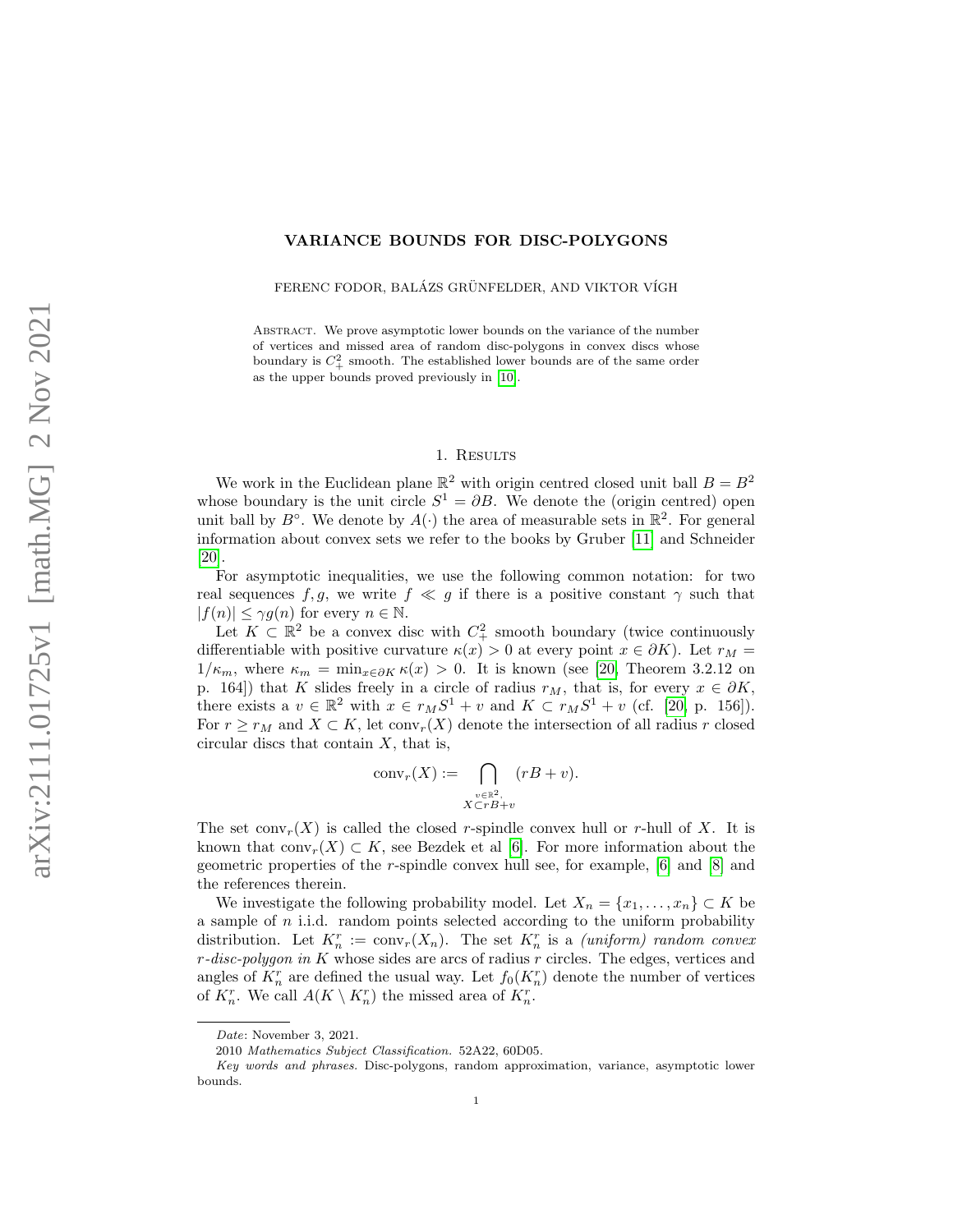# VARIANCE BOUNDS FOR DISC-POLYGONS

FERENC FODOR, BALÁZS GRÜNFELDER, AND VIKTOR VÍGH

Abstract. We prove asymptotic lower bounds on the variance of the number of vertices and missed area of random disc-polygons in convex discs whose boundary is $C^2_+$ smooth. The established lower bounds are of the same order as the upper bounds proved previously in [10].

## 1. Results

We work in the Euclidean plane $\mathbb{R}^2$ with origin centred closed unit ball $B = B^2$ whose boundary is the unit circle $S^1 = \partial B$. We denote the (origin centred) open unit ball by $B^\circ$. We denote by $A(\cdot)$ the area of measurable sets in $\mathbb{R}^2$. For general information about convex sets we refer to the books by Gruber [11] and Schneider [20].

For asymptotic inequalities, we use the following common notation: for two real sequences $f, g$, we write $f \ll g$ if there is a positive constant $\gamma$ such that $|f(n)| \leq \gamma g(n)$ for every $n \in \mathbb{N}$.

Let $K \subset \mathbb{R}^2$ be a convex disc with $C^2_+$ smooth boundary (twice continuously differentiable with positive curvature $\kappa(x) > 0$ at every point $x \in \partial K$). Let $r_M = 1/\kappa_m$, where $\kappa_m = \min_{x \in \partial K} \kappa(x) > 0$. It is known (see [20, Theorem 3.2.12 on p. 164]) that $K$ slides freely in a circle of radius $r_M$, that is, for every $x \in \partial K$, there exists a $v \in \mathbb{R}^2$ with $x \in r_M S^1 + v$ and $K \subset r_M S^1 + v$ (cf. [20, p. 156]). For $r \geq r_M$ and $X \subset K$, let $\mathrm{conv}_r(X)$ denote the intersection of all radius $r$ closed circular discs that contain $X$, that is,

$$\mathrm{conv}_r(X) := \bigcap_{\substack{v \in \mathbb{R}^2, \\ X \subset rB + v}} (rB + v).$$

The set $\mathrm{conv}_r(X)$ is called the closed $r$-spindle convex hull or $r$-hull of $X$. It is known that $\mathrm{conv}_r(X) \subset K$, see Bezdek et al [6]. For more information about the geometric properties of the $r$-spindle convex hull see, for example, [6] and [8] and the references therein.

We investigate the following probability model. Let $X_n = \{x_1, \ldots, x_n\} \subset K$ be a sample of $n$ i.i.d. random points selected according to the uniform probability distribution. Let $K^r_n := \mathrm{conv}_r(X_n)$. The set $K^r_n$ is a *(uniform) random convex $r$-disc-polygon in $K$* whose sides are arcs of radius $r$ circles. The edges, vertices and angles of $K^r_n$ are defined the usual way. Let $f_0(K^r_n)$ denote the number of vertices of $K^r_n$. We call $A(K \setminus K^r_n)$ the missed area of $K^r_n$.

---

*Date*: November 3, 2021.

2010 *Mathematics Subject Classification.* 52A22, 60D05.

*Key words and phrases.* Disc-polygons, random approximation, variance, asymptotic lower bounds.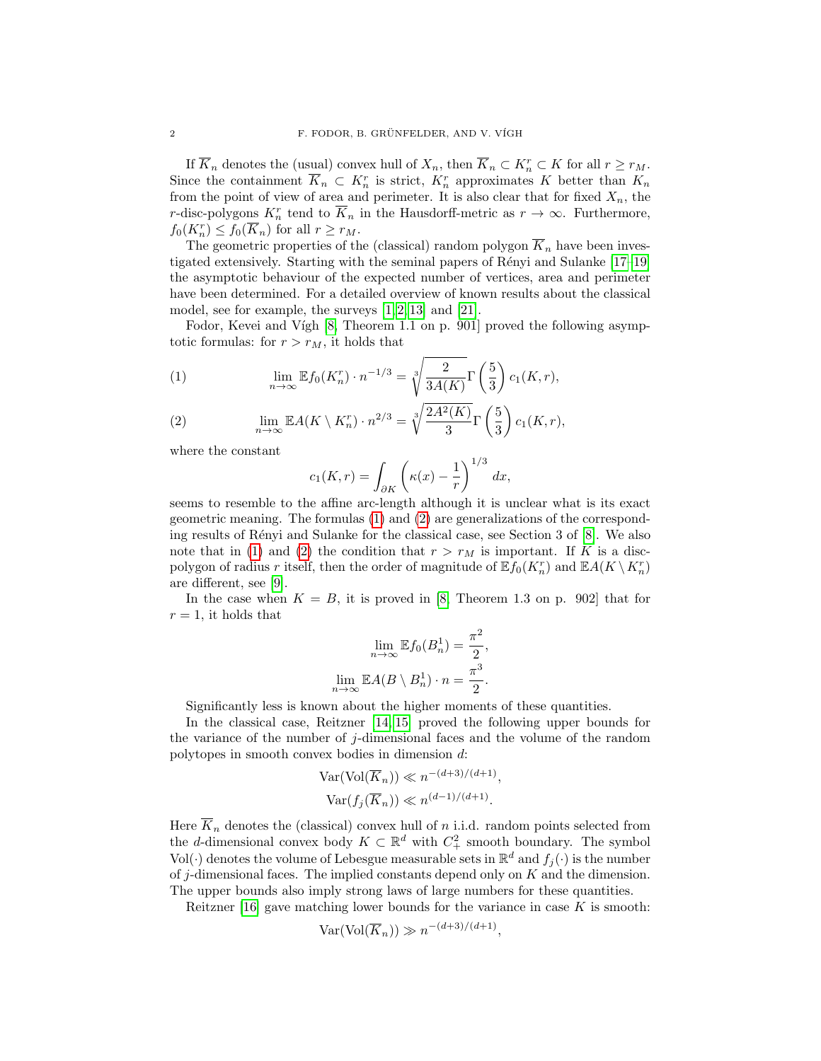If $\overline{K}_n$ denotes the (usual) convex hull of $X_n$, then $\overline{K}_n \subset K_n^r \subset K$ for all $r \geq r_M$. Since the containment $\overline{K}_n \subset K_n^r$ is strict, $K_n^r$ approximates $K$ better than $K_n$ from the point of view of area and perimeter. It is also clear that for fixed $X_n$, the $r$-disc-polygons $K_n^r$ tend to $\overline{K}_n$ in the Hausdorff-metric as $r \to \infty$. Furthermore, $f_0(K_n^r) \leq f_0(\overline{K}_n)$ for all $r \geq r_M$.

The geometric properties of the (classical) random polygon $\overline{K}_n$ have been investigated extensively. Starting with the seminal papers of Rényi and Sulanke [17–19] the asymptotic behaviour of the expected number of vertices, area and perimeter have been determined. For a detailed overview of known results about the classical model, see for example, the surveys [1, 2, 13] and [21].

Fodor, Kevei and Vígh [8, Theorem 1.1 on p. 901] proved the following asymptotic formulas: for $r > r_M$, it holds that

$$\lim_{n\to\infty} \mathbb{E} f_0(K_n^r) \cdot n^{-1/3} = \sqrt[3]{\frac{2}{3A(K)}}\,\Gamma\left(\frac{5}{3}\right) c_1(K,r), \tag{1}$$

$$\lim_{n\to\infty} \mathbb{E} A(K \setminus K_n^r) \cdot n^{2/3} = \sqrt[3]{\frac{2A^2(K)}{3}}\,\Gamma\left(\frac{5}{3}\right) c_1(K,r), \tag{2}$$

where the constant

$$c_1(K,r) = \int_{\partial K} \left(\kappa(x) - \frac{1}{r}\right)^{1/3} dx,$$

seems to resemble to the affine arc-length although it is unclear what is its exact geometric meaning. The formulas (1) and (2) are generalizations of the corresponding results of Rényi and Sulanke for the classical case, see Section 3 of [8]. We also note that in (1) and (2) the condition that $r > r_M$ is important. If $K$ is a disc-polygon of radius $r$ itself, then the order of magnitude of $\mathbb{E} f_0(K_n^r)$ and $\mathbb{E} A(K \setminus K_n^r)$ are different, see [9].

In the case when $K = B$, it is proved in [8, Theorem 1.3 on p. 902] that for $r = 1$, it holds that

$$\lim_{n\to\infty} \mathbb{E} f_0(B_n^1) = \frac{\pi^2}{2},$$

$$\lim_{n\to\infty} \mathbb{E} A(B \setminus B_n^1) \cdot n = \frac{\pi^3}{2}.$$

Significantly less is known about the higher moments of these quantities.

In the classical case, Reitzner [14, 15] proved the following upper bounds for the variance of the number of $j$-dimensional faces and the volume of the random polytopes in smooth convex bodies in dimension $d$:

$$\operatorname{Var}(\operatorname{Vol}(\overline{K}_n)) \ll n^{-(d+3)/(d+1)},$$

$$\operatorname{Var}(f_j(\overline{K}_n)) \ll n^{(d-1)/(d+1)}.$$

Here $\overline{K}_n$ denotes the (classical) convex hull of $n$ i.i.d. random points selected from the $d$-dimensional convex body $K \subset \mathbb{R}^d$ with $C^2_+$ smooth boundary. The symbol $\operatorname{Vol}(\cdot)$ denotes the volume of Lebesgue measurable sets in $\mathbb{R}^d$ and $f_j(\cdot)$ is the number of $j$-dimensional faces. The implied constants depend only on $K$ and the dimension. The upper bounds also imply strong laws of large numbers for these quantities.

Reitzner [16] gave matching lower bounds for the variance in case $K$ is smooth:

$$\operatorname{Var}(\operatorname{Vol}(\overline{K}_n)) \gg n^{-(d+3)/(d+1)},$$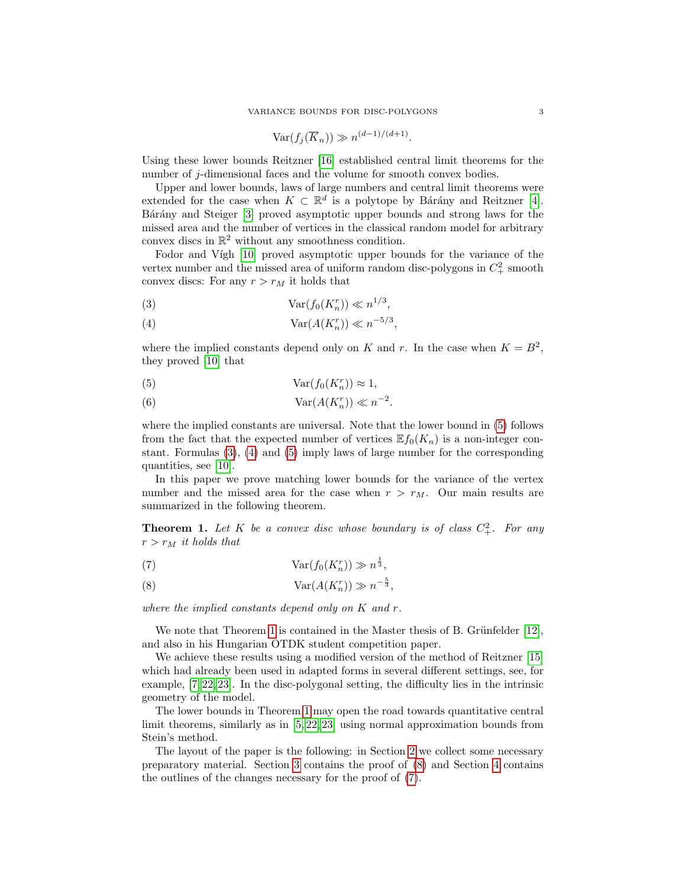$$\mathrm{Var}(f_j(\overline{K}_n)) \gg n^{(d-1)/(d+1)}.$$

Using these lower bounds Reitzner [16] established central limit theorems for the number of $j$-dimensional faces and the volume for smooth convex bodies.

Upper and lower bounds, laws of large numbers and central limit theorems were extended for the case when $K \subset \mathbb{R}^d$ is a polytope by Bárány and Reitzner [4]. Bárány and Steiger [3] proved asymptotic upper bounds and strong laws for the missed area and the number of vertices in the classical random model for arbitrary convex discs in $\mathbb{R}^2$ without any smoothness condition.

Fodor and Vígh [10] proved asymptotic upper bounds for the variance of the vertex number and the missed area of uniform random disc-polygons in $C^2_+$ smooth convex discs: For any $r > r_M$ it holds that

$$\mathrm{Var}(f_0(K^r_n)) \ll n^{1/3}, \tag{3}$$

$$\mathrm{Var}(A(K^r_n)) \ll n^{-5/3}, \tag{4}$$

where the implied constants depend only on $K$ and $r$. In the case when $K = B^2$, they proved [10] that

$$\mathrm{Var}(f_0(K^r_n)) \approx 1, \tag{5}$$

$$\mathrm{Var}(A(K^r_n)) \ll n^{-2}. \tag{6}$$

where the implied constants are universal. Note that the lower bound in (5) follows from the fact that the expected number of vertices $\mathbb{E}f_0(K_n)$ is a non-integer constant. Formulas (3), (4) and (5) imply laws of large number for the corresponding quantities, see [10].

In this paper we prove matching lower bounds for the variance of the vertex number and the missed area for the case when $r > r_M$. Our main results are summarized in the following theorem.

**Theorem 1.** *Let $K$ be a convex disc whose boundary is of class $C^2_+$. For any $r > r_M$ it holds that*

$$\mathrm{Var}(f_0(K^r_n)) \gg n^{\frac{1}{3}}, \tag{7}$$

$$\mathrm{Var}(A(K^r_n)) \gg n^{-\frac{5}{3}}, \tag{8}$$

*where the implied constants depend only on $K$ and $r$.*

We note that Theorem 1 is contained in the Master thesis of B. Grünfelder [12], and also in his Hungarian OTDK student competition paper.

We achieve these results using a modified version of the method of Reitzner [15] which had already been used in adapted forms in several different settings, see, for example, [7, 22, 23]. In the disc-polygonal setting, the difficulty lies in the intrinsic geometry of the model.

The lower bounds in Theorem 1 may open the road towards quantitative central limit theorems, similarly as in [5, 22, 23] using normal approximation bounds from Stein's method.

The layout of the paper is the following: in Section 2 we collect some necessary preparatory material. Section 3 contains the proof of (8) and Section 4 contains the outlines of the changes necessary for the proof of (7).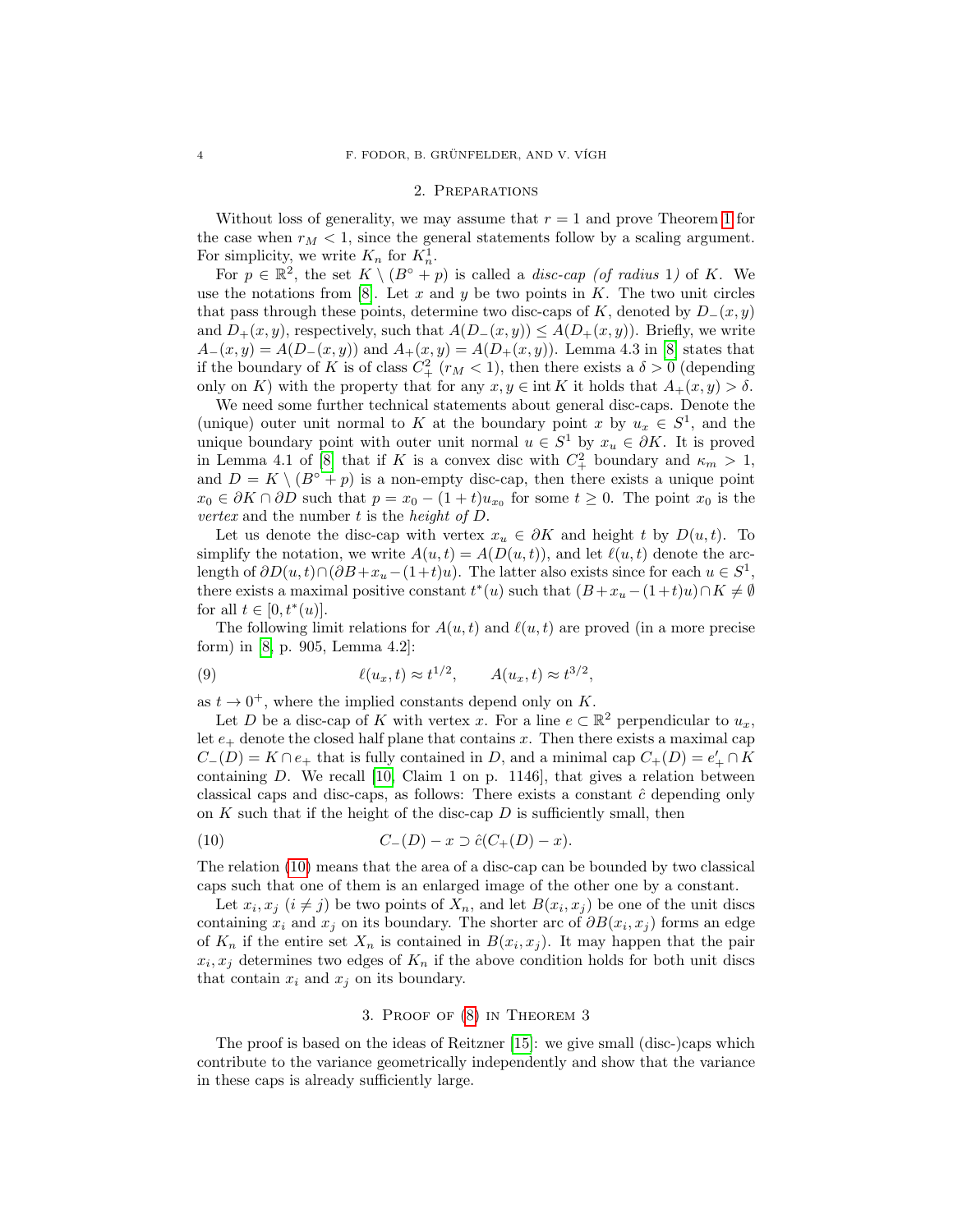## 2. Preparations

Without loss of generality, we may assume that $r = 1$ and prove Theorem 1 for the case when $r_M < 1$, since the general statements follow by a scaling argument. For simplicity, we write $K_n$ for $K_n^1$.

For $p \in \mathbb{R}^2$, the set $K \setminus (B^\circ + p)$ is called a *disc-cap (of radius* 1*)* of $K$. We use the notations from [8]. Let $x$ and $y$ be two points in $K$. The two unit circles that pass through these points, determine two disc-caps of $K$, denoted by $D_-(x, y)$ and $D_+(x, y)$, respectively, such that $A(D_-(x, y)) \leq A(D_+(x, y))$. Briefly, we write $A_-(x, y) = A(D_-(x, y))$ and $A_+(x, y) = A(D_+(x, y))$. Lemma 4.3 in [8] states that if the boundary of $K$ is of class $C^2_+$ ($r_M < 1$), then there exists a $\delta > 0$ (depending only on $K$) with the property that for any $x, y \in \operatorname{int} K$ it holds that $A_+(x, y) > \delta$.

We need some further technical statements about general disc-caps. Denote the (unique) outer unit normal to $K$ at the boundary point $x$ by $u_x \in S^1$, and the unique boundary point with outer unit normal $u \in S^1$ by $x_u \in \partial K$. It is proved in Lemma 4.1 of [8] that if $K$ is a convex disc with $C^2_+$ boundary and $\kappa_m > 1$, and $D = K \setminus (B^\circ + p)$ is a non-empty disc-cap, then there exists a unique point $x_0 \in \partial K \cap \partial D$ such that $p = x_0 - (1 + t)u_{x_0}$ for some $t \geq 0$. The point $x_0$ is the *vertex* and the number $t$ is the *height of* $D$.

Let us denote the disc-cap with vertex $x_u \in \partial K$ and height $t$ by $D(u, t)$. To simplify the notation, we write $A(u, t) = A(D(u, t))$, and let $\ell(u, t)$ denote the arc-length of $\partial D(u, t) \cap (\partial B + x_u - (1 + t)u)$. The latter also exists since for each $u \in S^1$, there exists a maximal positive constant $t^*(u)$ such that $(B + x_u - (1 + t)u) \cap K \neq \emptyset$ for all $t \in [0, t^*(u)]$.

The following limit relations for $A(u, t)$ and $\ell(u, t)$ are proved (in a more precise form) in [8, p. 905, Lemma 4.2]:

$$\ell(u_x, t) \approx t^{1/2}, \qquad A(u_x, t) \approx t^{3/2}, \tag{9}$$

as $t \to 0^+$, where the implied constants depend only on $K$.

Let $D$ be a disc-cap of $K$ with vertex $x$. For a line $e \subset \mathbb{R}^2$ perpendicular to $u_x$, let $e_+$ denote the closed half plane that contains $x$. Then there exists a maximal cap $C_-(D) = K \cap e_+$ that is fully contained in $D$, and a minimal cap $C_+(D) = e'_+ \cap K$ containing $D$. We recall [10, Claim 1 on p. 1146], that gives a relation between classical caps and disc-caps, as follows: There exists a constant $\hat{c}$ depending only on $K$ such that if the height of the disc-cap $D$ is sufficiently small, then

$$C_-(D) - x \supset \hat{c}(C_+(D) - x). \tag{10}$$

The relation (10) means that the area of a disc-cap can be bounded by two classical caps such that one of them is an enlarged image of the other one by a constant.

Let $x_i, x_j$ ($i \neq j$) be two points of $X_n$, and let $B(x_i, x_j)$ be one of the unit discs containing $x_i$ and $x_j$ on its boundary. The shorter arc of $\partial B(x_i, x_j)$ forms an edge of $K_n$ if the entire set $X_n$ is contained in $B(x_i, x_j)$. It may happen that the pair $x_i, x_j$ determines two edges of $K_n$ if the above condition holds for both unit discs that contain $x_i$ and $x_j$ on its boundary.

## 3. Proof of (8) in Theorem 3

The proof is based on the ideas of Reitzner [15]: we give small (disc-)caps which contribute to the variance geometrically independently and show that the variance in these caps is already sufficiently large.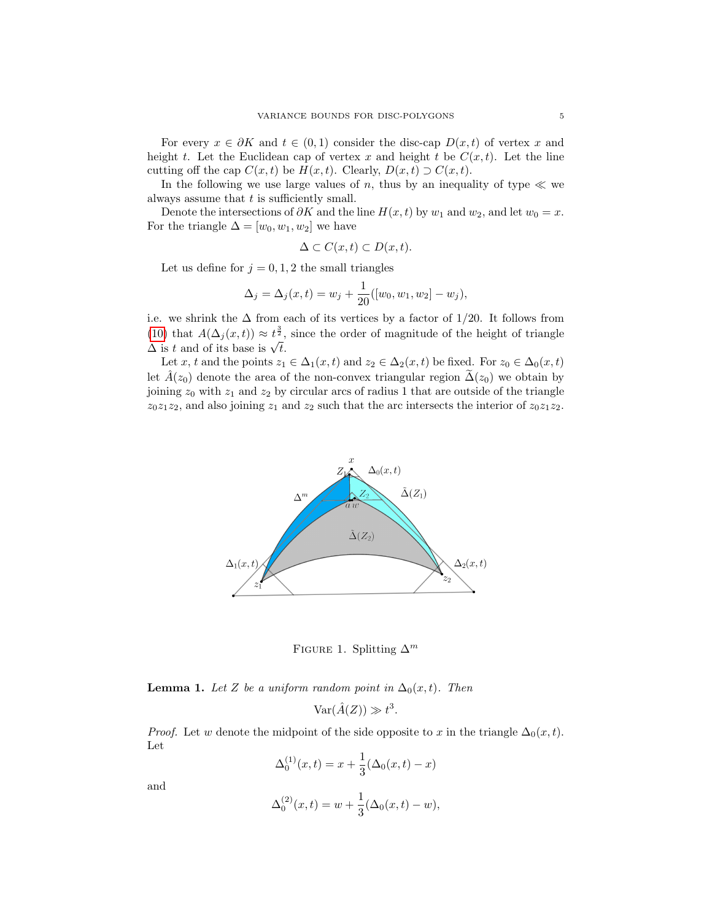For every $x \in \partial K$ and $t \in (0,1)$ consider the disc-cap $D(x,t)$ of vertex $x$ and height $t$. Let the Euclidean cap of vertex $x$ and height $t$ be $C(x,t)$. Let the line cutting off the cap $C(x,t)$ be $H(x,t)$. Clearly, $D(x,t) \supset C(x,t)$.

In the following we use large values of $n$, thus by an inequality of type $\ll$ we always assume that $t$ is sufficiently small.

Denote the intersections of $\partial K$ and the line $H(x,t)$ by $w_1$ and $w_2$, and let $w_0 = x$. For the triangle $\Delta = [w_0, w_1, w_2]$ we have

$$\Delta \subset C(x,t) \subset D(x,t).$$

Let us define for $j = 0, 1, 2$ the small triangles

$$\Delta_j = \Delta_j(x,t) = w_j + \frac{1}{20}([w_0, w_1, w_2] - w_j),$$

i.e. we shrink the $\Delta$ from each of its vertices by a factor of $1/20$. It follows from (10) that $A(\Delta_j(x,t)) \approx t^{\frac{3}{2}}$, since the order of magnitude of the height of triangle $\Delta$ is $t$ and of its base is $\sqrt{t}$.

Let $x$, $t$ and the points $z_1 \in \Delta_1(x,t)$ and $z_2 \in \Delta_2(x,t)$ be fixed. For $z_0 \in \Delta_0(x,t)$ let $\hat{A}(z_0)$ denote the area of the non-convex triangular region $\widetilde{\Delta}(z_0)$ we obtain by joining $z_0$ with $z_1$ and $z_2$ by circular arcs of radius 1 that are outside of the triangle $z_0 z_1 z_2$, and also joining $z_1$ and $z_2$ such that the arc intersects the interior of $z_0 z_1 z_2$.

FIGURE 1. Splitting $\Delta^m$

**Lemma 1.** *Let $Z$ be a uniform random point in $\Delta_0(x,t)$. Then*

$$\mathrm{Var}(\hat{A}(Z)) \gg t^3.$$

*Proof.* Let $w$ denote the midpoint of the side opposite to $x$ in the triangle $\Delta_0(x,t)$. Let

$$\Delta_0^{(1)}(x,t) = x + \frac{1}{3}(\Delta_0(x,t) - x)$$

and

$$\Delta_0^{(2)}(x,t) = w + \frac{1}{3}(\Delta_0(x,t) - w),$$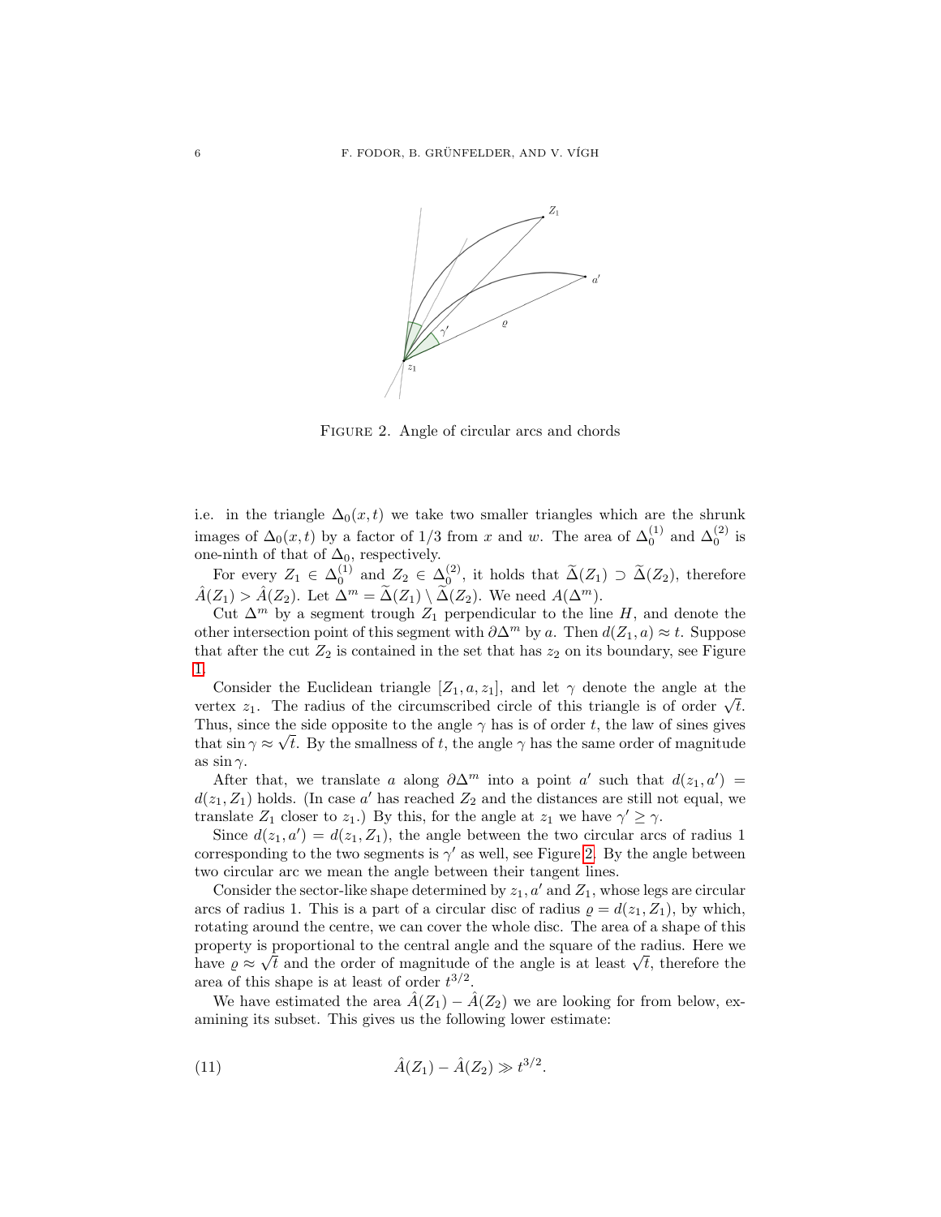FIGURE 2. Angle of circular arcs and chords

i.e. in the triangle $\Delta_0(x,t)$ we take two smaller triangles which are the shrunk images of $\Delta_0(x,t)$ by a factor of 1/3 from $x$ and $w$. The area of $\Delta_0^{(1)}$ and $\Delta_0^{(2)}$ is one-ninth of that of $\Delta_0$, respectively.

For every $Z_1 \in \Delta_0^{(1)}$ and $Z_2 \in \Delta_0^{(2)}$, it holds that $\widetilde{\Delta}(Z_1) \supset \widetilde{\Delta}(Z_2)$, therefore $\hat{A}(Z_1) > \hat{A}(Z_2)$. Let $\Delta^m = \widetilde{\Delta}(Z_1) \setminus \widetilde{\Delta}(Z_2)$. We need $A(\Delta^m)$.

Cut $\Delta^m$ by a segment trough $Z_1$ perpendicular to the line $H$, and denote the other intersection point of this segment with $\partial\Delta^m$ by $a$. Then $d(Z_1, a) \approx t$. Suppose that after the cut $Z_2$ is contained in the set that has $z_2$ on its boundary, see Figure 1.

Consider the Euclidean triangle $[Z_1, a, z_1]$, and let $\gamma$ denote the angle at the vertex $z_1$. The radius of the circumscribed circle of this triangle is of order $\sqrt{t}$. Thus, since the side opposite to the angle $\gamma$ has is of order $t$, the law of sines gives that $\sin\gamma \approx \sqrt{t}$. By the smallness of $t$, the angle $\gamma$ has the same order of magnitude as $\sin\gamma$.

After that, we translate $a$ along $\partial\Delta^m$ into a point $a'$ such that $d(z_1, a') = d(z_1, Z_1)$ holds. (In case $a'$ has reached $Z_2$ and the distances are still not equal, we translate $Z_1$ closer to $z_1$.) By this, for the angle at $z_1$ we have $\gamma' \geq \gamma$.

Since $d(z_1, a') = d(z_1, Z_1)$, the angle between the two circular arcs of radius 1 corresponding to the two segments is $\gamma'$ as well, see Figure 2. By the angle between two circular arc we mean the angle between their tangent lines.

Consider the sector-like shape determined by $z_1, a'$ and $Z_1$, whose legs are circular arcs of radius 1. This is a part of a circular disc of radius $\varrho = d(z_1, Z_1)$, by which, rotating around the centre, we can cover the whole disc. The area of a shape of this property is proportional to the central angle and the square of the radius. Here we have $\varrho \approx \sqrt{t}$ and the order of magnitude of the angle is at least $\sqrt{t}$, therefore the area of this shape is at least of order $t^{3/2}$.

We have estimated the area $\hat{A}(Z_1) - \hat{A}(Z_2)$ we are looking for from below, examining its subset. This gives us the following lower estimate:

$$\hat{A}(Z_1) - \hat{A}(Z_2) \gg t^{3/2}. \tag{11}$$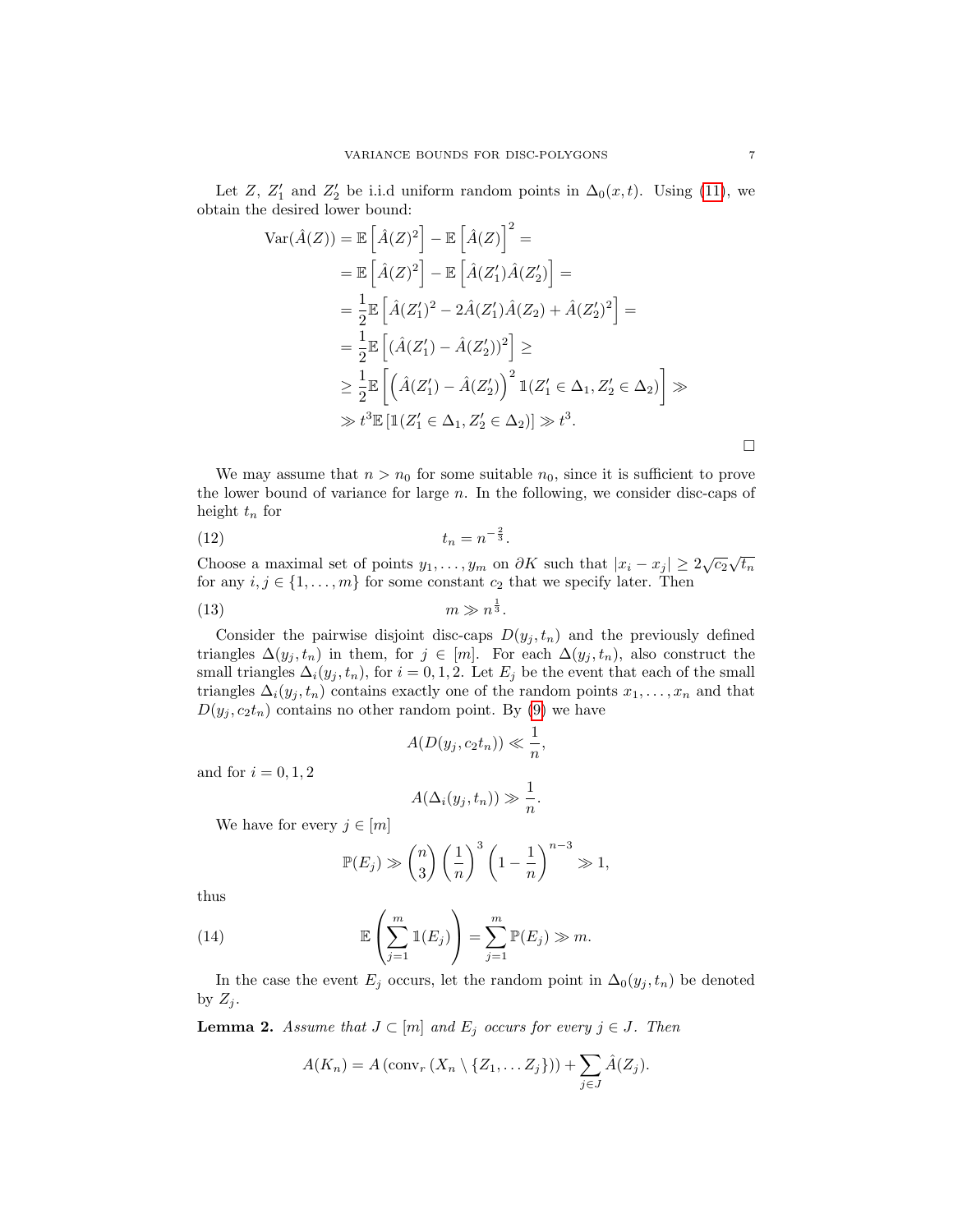Let $Z$, $Z_1'$ and $Z_2'$ be i.i.d uniform random points in $\Delta_0(x,t)$. Using (11), we obtain the desired lower bound:

$$
\begin{aligned}
\operatorname{Var}(\hat{A}(Z)) &= \mathbb{E}\left[\hat{A}(Z)^2\right] - \mathbb{E}\left[\hat{A}(Z)\right]^2 = \\
&= \mathbb{E}\left[\hat{A}(Z)^2\right] - \mathbb{E}\left[\hat{A}(Z_1')\hat{A}(Z_2')\right] = \\
&= \frac{1}{2}\mathbb{E}\left[\hat{A}(Z_1')^2 - 2\hat{A}(Z_1')\hat{A}(Z_2) + \hat{A}(Z_2')^2\right] = \\
&= \frac{1}{2}\mathbb{E}\left[(\hat{A}(Z_1') - \hat{A}(Z_2'))^2\right] \geq \\
&\geq \frac{1}{2}\mathbb{E}\left[\left(\hat{A}(Z_1') - \hat{A}(Z_2')\right)^2 \mathbb{1}(Z_1' \in \Delta_1, Z_2' \in \Delta_2)\right] \gg \\
&\gg t^3 \mathbb{E}\left[\mathbb{1}(Z_1' \in \Delta_1, Z_2' \in \Delta_2)\right] \gg t^3.
\end{aligned}
$$

□

We may assume that $n > n_0$ for some suitable $n_0$, since it is sufficient to prove the lower bound of variance for large $n$. In the following, we consider disc-caps of height $t_n$ for

$$
t_n = n^{-\frac{2}{3}}. \tag{12}
$$

Choose a maximal set of points $y_1, \ldots, y_m$ on $\partial K$ such that $|x_i - x_j| \geq 2\sqrt{c_2}\sqrt{t_n}$ for any $i, j \in \{1, \ldots, m\}$ for some constant $c_2$ that we specify later. Then

$$
m \gg n^{\frac{1}{3}}. \tag{13}
$$

Consider the pairwise disjoint disc-caps $D(y_j, t_n)$ and the previously defined triangles $\Delta(y_j, t_n)$ in them, for $j \in [m]$. For each $\Delta(y_j, t_n)$, also construct the small triangles $\Delta_i(y_j, t_n)$, for $i = 0, 1, 2$. Let $E_j$ be the event that each of the small triangles $\Delta_i(y_j, t_n)$ contains exactly one of the random points $x_1, \ldots, x_n$ and that $D(y_j, c_2 t_n)$ contains no other random point. By (9) we have

$$
A(D(y_j, c_2 t_n)) \ll \frac{1}{n},
$$

and for $i = 0, 1, 2$

$$
A(\Delta_i(y_j, t_n)) \gg \frac{1}{n}.
$$

We have for every $j \in [m]$

$$
\mathbb{P}(E_j) \gg \binom{n}{3}\left(\frac{1}{n}\right)^3\left(1 - \frac{1}{n}\right)^{n-3} \gg 1,
$$

thus

$$
\mathbb{E}\left(\sum_{j=1}^{m} \mathbb{1}(E_j)\right) = \sum_{j=1}^{m} \mathbb{P}(E_j) \gg m. \tag{14}
$$

In the case the event $E_j$ occurs, let the random point in $\Delta_0(y_j, t_n)$ be denoted by $Z_j$.

**Lemma 2.** *Assume that $J \subset [m]$ and $E_j$ occurs for every $j \in J$. Then*

$$
A(K_n) = A\left(\operatorname{conv}_r\left(X_n \setminus \{Z_1, \ldots Z_j\}\right)\right) + \sum_{j \in J} \hat{A}(Z_j).
$$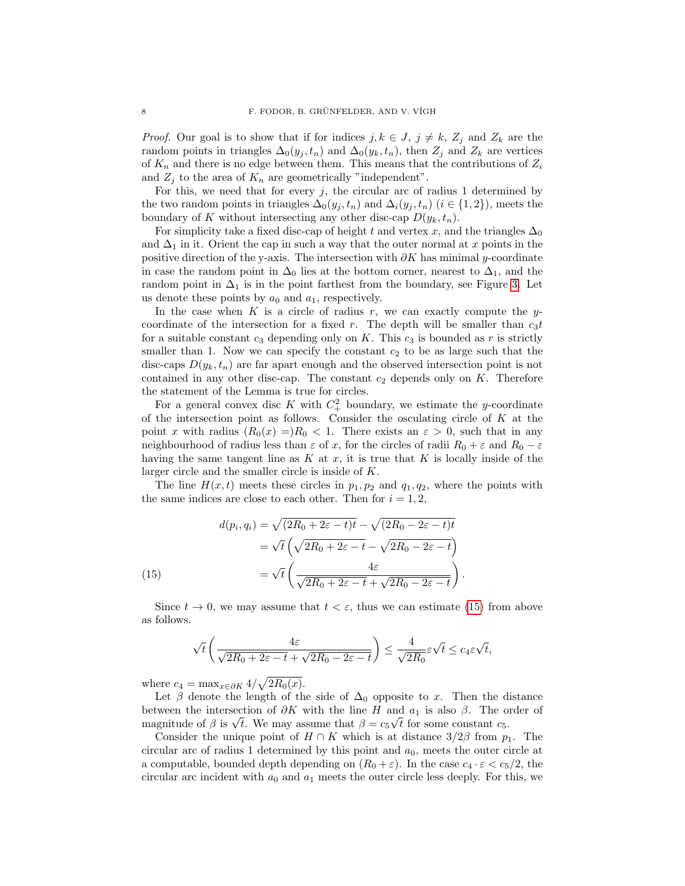*Proof.* Our goal is to show that if for indices $j, k \in J$, $j \neq k$, $Z_j$ and $Z_k$ are the random points in triangles $\Delta_0(y_j, t_n)$ and $\Delta_0(y_k, t_n)$, then $Z_j$ and $Z_k$ are vertices of $K_n$ and there is no edge between them. This means that the contributions of $Z_i$ and $Z_j$ to the area of $K_n$ are geometrically "independent".

For this, we need that for every $j$, the circular arc of radius 1 determined by the two random points in triangles $\Delta_0(y_j, t_n)$ and $\Delta_i(y_j, t_n)$ ($i \in \{1, 2\}$), meets the boundary of $K$ without intersecting any other disc-cap $D(y_k, t_n)$.

For simplicity take a fixed disc-cap of height $t$ and vertex $x$, and the triangles $\Delta_0$ and $\Delta_1$ in it. Orient the cap in such a way that the outer normal at $x$ points in the positive direction of the y-axis. The intersection with $\partial K$ has minimal $y$-coordinate in case the random point in $\Delta_0$ lies at the bottom corner, nearest to $\Delta_1$, and the random point in $\Delta_1$ is in the point farthest from the boundary, see Figure 3. Let us denote these points by $a_0$ and $a_1$, respectively.

In the case when $K$ is a circle of radius $r$, we can exactly compute the $y$-coordinate of the intersection for a fixed $r$. The depth will be smaller than $c_3 t$ for a suitable constant $c_3$ depending only on $K$. This $c_3$ is bounded as $r$ is strictly smaller than 1. Now we can specify the constant $c_2$ to be as large such that the disc-caps $D(y_k, t_n)$ are far apart enough and the observed intersection point is not contained in any other disc-cap. The constant $c_2$ depends only on $K$. Therefore the statement of the Lemma is true for circles.

For a general convex disc $K$ with $C^2_+$ boundary, we estimate the $y$-coordinate of the intersection point as follows. Consider the osculating circle of $K$ at the point $x$ with radius $(R_0(x) =)R_0 < 1$. There exists an $\varepsilon > 0$, such that in any neighbourhood of radius less than $\varepsilon$ of $x$, for the circles of radii $R_0 + \varepsilon$ and $R_0 - \varepsilon$ having the same tangent line as $K$ at $x$, it is true that $K$ is locally inside of the larger circle and the smaller circle is inside of $K$.

The line $H(x, t)$ meets these circles in $p_1, p_2$ and $q_1, q_2$, where the points with the same indices are close to each other. Then for $i = 1, 2$,

$$
\begin{aligned}
d(p_i, q_i) &= \sqrt{(2R_0 + 2\varepsilon - t)t} - \sqrt{(2R_0 - 2\varepsilon - t)t} \\
&= \sqrt{t}\left(\sqrt{2R_0 + 2\varepsilon - t} - \sqrt{2R_0 - 2\varepsilon - t}\right) \\
&= \sqrt{t}\left(\frac{4\varepsilon}{\sqrt{2R_0 + 2\varepsilon - t} + \sqrt{2R_0 - 2\varepsilon - t}}\right). \qquad (15)
\end{aligned}
$$

Since $t \to 0$, we may assume that $t < \varepsilon$, thus we can estimate (15) from above as follows.

$$
\sqrt{t}\left(\frac{4\varepsilon}{\sqrt{2R_0 + 2\varepsilon - t} + \sqrt{2R_0 - 2\varepsilon - t}}\right) \leq \frac{4}{\sqrt{2R_0}}\varepsilon\sqrt{t} \leq c_4 \varepsilon \sqrt{t},
$$

where $c_4 = \max_{x \in \partial K} 4/\sqrt{2R_0(x)}$.

Let $\beta$ denote the length of the side of $\Delta_0$ opposite to $x$. Then the distance between the intersection of $\partial K$ with the line $H$ and $a_1$ is also $\beta$. The order of magnitude of $\beta$ is $\sqrt{t}$. We may assume that $\beta = c_5\sqrt{t}$ for some constant $c_5$.

Consider the unique point of $H \cap K$ which is at distance $3/2\beta$ from $p_1$. The circular arc of radius 1 determined by this point and $a_0$, meets the outer circle at a computable, bounded depth depending on $(R_0 + \varepsilon)$. In the case $c_4 \cdot \varepsilon < c_5/2$, the circular arc incident with $a_0$ and $a_1$ meets the outer circle less deeply. For this, we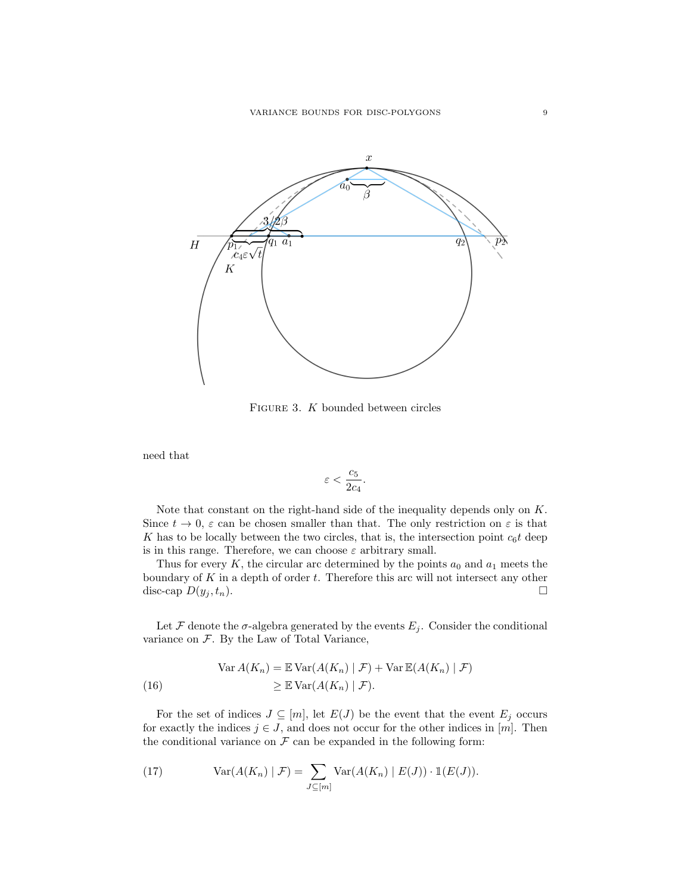FIGURE 3. $K$ bounded between circles

need that

$$\varepsilon < \frac{c_5}{2c_4}.$$

Note that constant on the right-hand side of the inequality depends only on $K$. Since $t \to 0$, $\varepsilon$ can be chosen smaller than that. The only restriction on $\varepsilon$ is that $K$ has to be locally between the two circles, that is, the intersection point $c_6 t$ deep is in this range. Therefore, we can choose $\varepsilon$ arbitrary small.

Thus for every $K$, the circular arc determined by the points $a_0$ and $a_1$ meets the boundary of $K$ in a depth of order $t$. Therefore this arc will not intersect any other disc-cap $D(y_j, t_n)$. $\square$

Let $\mathcal{F}$ denote the $\sigma$-algebra generated by the events $E_j$. Consider the conditional variance on $\mathcal{F}$. By the Law of Total Variance,

$$\begin{aligned} \operatorname{Var} A(K_n) &= \mathbb{E} \operatorname{Var}(A(K_n) \mid \mathcal{F}) + \operatorname{Var} \mathbb{E}(A(K_n) \mid \mathcal{F}) \\ &\geq \mathbb{E} \operatorname{Var}(A(K_n) \mid \mathcal{F}). \end{aligned} \tag{16}$$

For the set of indices $J \subseteq [m]$, let $E(J)$ be the event that the event $E_j$ occurs for exactly the indices $j \in J$, and does not occur for the other indices in $[m]$. Then the conditional variance on $\mathcal{F}$ can be expanded in the following form:

$$\operatorname{Var}(A(K_n) \mid \mathcal{F}) = \sum_{J \subseteq [m]} \operatorname{Var}(A(K_n) \mid E(J)) \cdot \mathbb{1}(E(J)). \tag{17}$$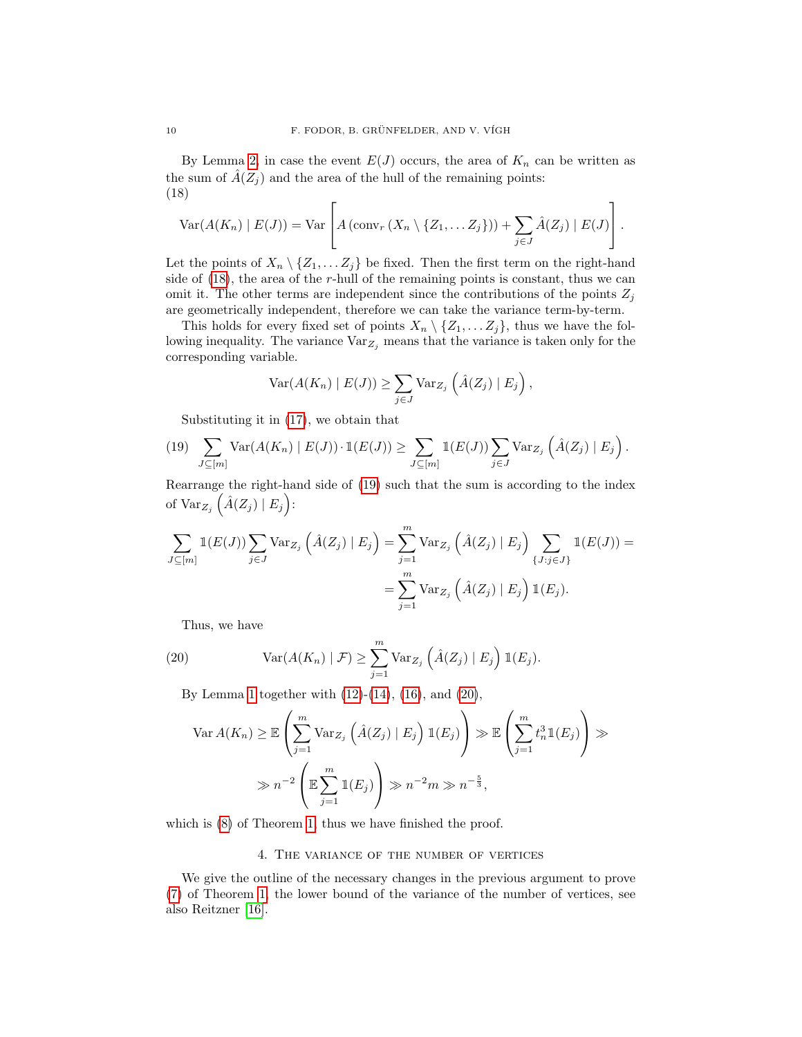By Lemma 2, in case the event $E(J)$ occurs, the area of $K_n$ can be written as the sum of $\hat{A}(Z_j)$ and the area of the hull of the remaining points:
(18)

$$\operatorname{Var}(A(K_n) \mid E(J)) = \operatorname{Var}\left[A\left(\operatorname{conv}_r\left(X_n \setminus \{Z_1, \dots Z_j\}\right)\right) + \sum_{j \in J} \hat{A}(Z_j) \mid E(J)\right].$$

Let the points of $X_n \setminus \{Z_1, \dots Z_j\}$ be fixed. Then the first term on the right-hand side of (18), the area of the $r$-hull of the remaining points is constant, thus we can omit it. The other terms are independent since the contributions of the points $Z_j$ are geometrically independent, therefore we can take the variance term-by-term.

This holds for every fixed set of points $X_n \setminus \{Z_1, \dots Z_j\}$, thus we have the following inequality. The variance $\operatorname{Var}_{Z_j}$ means that the variance is taken only for the corresponding variable.

$$\operatorname{Var}(A(K_n) \mid E(J)) \geq \sum_{j \in J} \operatorname{Var}_{Z_j}\left(\hat{A}(Z_j) \mid E_j\right),$$

Substituting it in (17), we obtain that

$$\sum_{J \subseteq [m]} \operatorname{Var}(A(K_n) \mid E(J)) \cdot \mathbb{1}(E(J)) \geq \sum_{J \subseteq [m]} \mathbb{1}(E(J)) \sum_{j \in J} \operatorname{Var}_{Z_j}\left(\hat{A}(Z_j) \mid E_j\right). \tag{19}$$

Rearrange the right-hand side of (19) such that the sum is according to the index of $\operatorname{Var}_{Z_j}\left(\hat{A}(Z_j) \mid E_j\right)$:

$$\sum_{J \subseteq [m]} \mathbb{1}(E(J)) \sum_{j \in J} \operatorname{Var}_{Z_j}\left(\hat{A}(Z_j) \mid E_j\right) = \sum_{j=1}^{m} \operatorname{Var}_{Z_j}\left(\hat{A}(Z_j) \mid E_j\right) \sum_{\{J : j \in J\}} \mathbb{1}(E(J)) =$$
$$= \sum_{j=1}^{m} \operatorname{Var}_{Z_j}\left(\hat{A}(Z_j) \mid E_j\right) \mathbb{1}(E_j).$$

Thus, we have

$$\operatorname{Var}(A(K_n) \mid \mathcal{F}) \geq \sum_{j=1}^{m} \operatorname{Var}_{Z_j}\left(\hat{A}(Z_j) \mid E_j\right) \mathbb{1}(E_j). \tag{20}$$

By Lemma 1 together with (12)-(14), (16), and (20),

$$\operatorname{Var} A(K_n) \geq \mathbb{E}\left(\sum_{j=1}^{m} \operatorname{Var}_{Z_j}\left(\hat{A}(Z_j) \mid E_j\right) \mathbb{1}(E_j)\right) \gg \mathbb{E}\left(\sum_{j=1}^{m} t_n^3 \mathbb{1}(E_j)\right) \gg$$
$$\gg n^{-2}\left(\mathbb{E} \sum_{j=1}^{m} \mathbb{1}(E_j)\right) \gg n^{-2} m \gg n^{-\frac{5}{3}},$$

which is (8) of Theorem 1, thus we have finished the proof.

## 4. The variance of the number of vertices

We give the outline of the necessary changes in the previous argument to prove (7) of Theorem 1, the lower bound of the variance of the number of vertices, see also Reitzner [16].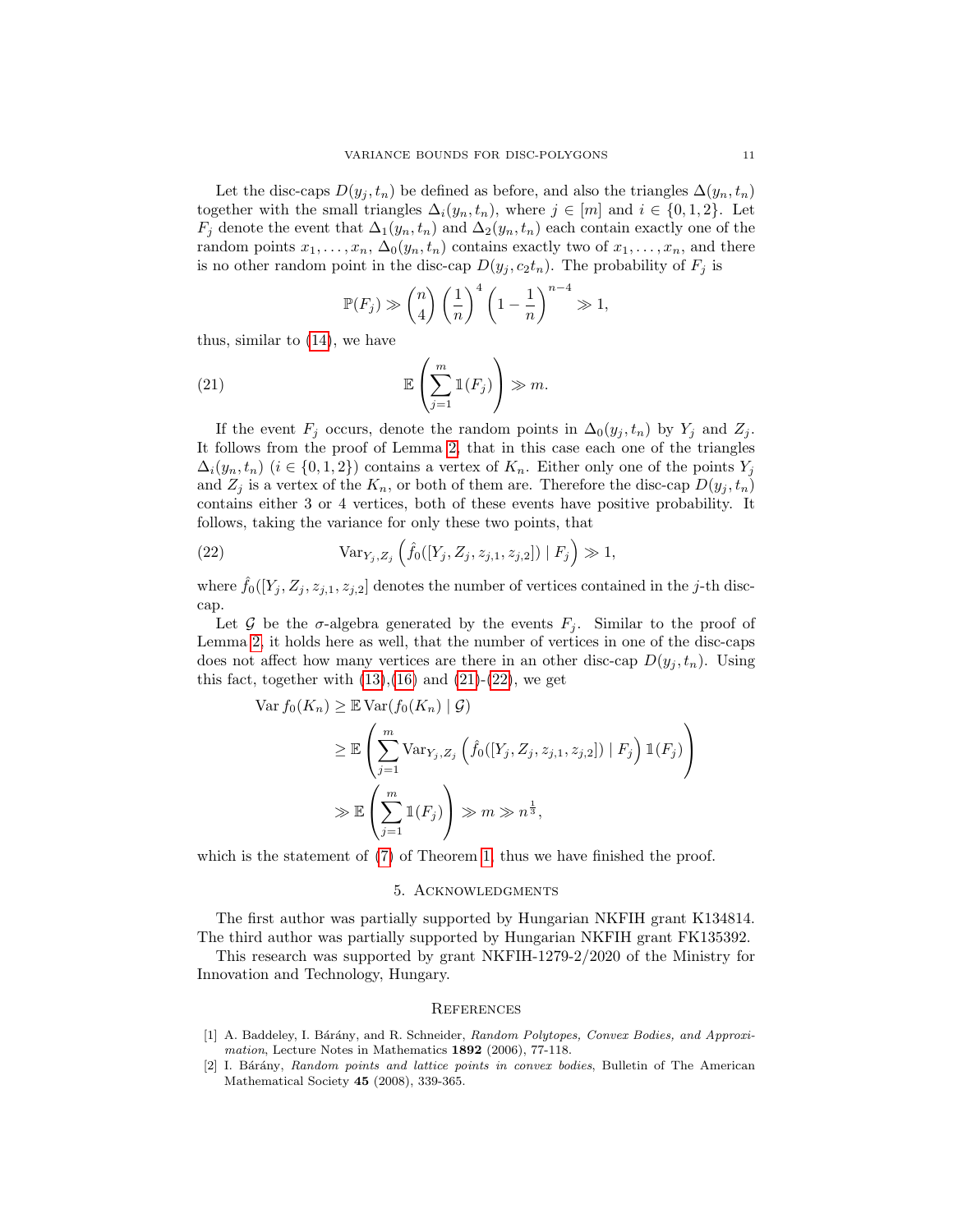Let the disc-caps $D(y_j, t_n)$ be defined as before, and also the triangles $\Delta(y_n, t_n)$ together with the small triangles $\Delta_i(y_n, t_n)$, where $j \in [m]$ and $i \in \{0, 1, 2\}$. Let $F_j$ denote the event that $\Delta_1(y_n, t_n)$ and $\Delta_2(y_n, t_n)$ each contain exactly one of the random points $x_1, \ldots, x_n$, $\Delta_0(y_n, t_n)$ contains exactly two of $x_1, \ldots, x_n$, and there is no other random point in the disc-cap $D(y_j, c_2 t_n)$. The probability of $F_j$ is

$$\mathbb{P}(F_j) \gg \binom{n}{4} \left(\frac{1}{n}\right)^4 \left(1 - \frac{1}{n}\right)^{n-4} \gg 1,$$

thus, similar to (14), we have

$$\mathbb{E}\left(\sum_{j=1}^{m} \mathbb{1}(F_j)\right) \gg m. \tag{21}$$

If the event $F_j$ occurs, denote the random points in $\Delta_0(y_j, t_n)$ by $Y_j$ and $Z_j$. It follows from the proof of Lemma 2, that in this case each one of the triangles $\Delta_i(y_n, t_n)$ $(i \in \{0, 1, 2\})$ contains a vertex of $K_n$. Either only one of the points $Y_j$ and $Z_j$ is a vertex of the $K_n$, or both of them are. Therefore the disc-cap $D(y_j, t_n)$ contains either 3 or 4 vertices, both of these events have positive probability. It follows, taking the variance for only these two points, that

$$\operatorname{Var}_{Y_j, Z_j}\left(\hat{f}_0([Y_j, Z_j, z_{j,1}, z_{j,2}]) \mid F_j\right) \gg 1, \tag{22}$$

where $\hat{f}_0([Y_j, Z_j, z_{j,1}, z_{j,2}]$ denotes the number of vertices contained in the $j$-th disc-cap.

Let $\mathcal{G}$ be the $\sigma$-algebra generated by the events $F_j$. Similar to the proof of Lemma 2, it holds here as well, that the number of vertices in one of the disc-caps does not affect how many vertices are there in an other disc-cap $D(y_j, t_n)$. Using this fact, together with (13),(16) and (21)-(22), we get

$$\begin{aligned}
\operatorname{Var} f_0(K_n) &\geq \mathbb{E} \operatorname{Var}(f_0(K_n) \mid \mathcal{G}) \\
&\geq \mathbb{E}\left(\sum_{j=1}^{m} \operatorname{Var}_{Y_j, Z_j}\left(\hat{f}_0([Y_j, Z_j, z_{j,1}, z_{j,2}]) \mid F_j\right) \mathbb{1}(F_j)\right) \\
&\gg \mathbb{E}\left(\sum_{j=1}^{m} \mathbb{1}(F_j)\right) \gg m \gg n^{\frac{1}{3}},
\end{aligned}$$

which is the statement of (7) of Theorem 1, thus we have finished the proof.

## 5. Acknowledgments

The first author was partially supported by Hungarian NKFIH grant K134814. The third author was partially supported by Hungarian NKFIH grant FK135392.

This research was supported by grant NKFIH-1279-2/2020 of the Ministry for Innovation and Technology, Hungary.

## References

[1] A. Baddeley, I. Bárány, and R. Schneider, *Random Polytopes, Convex Bodies, and Approximation*, Lecture Notes in Mathematics **1892** (2006), 77-118.

[2] I. Bárány, *Random points and lattice points in convex bodies*, Bulletin of The American Mathematical Society **45** (2008), 339-365.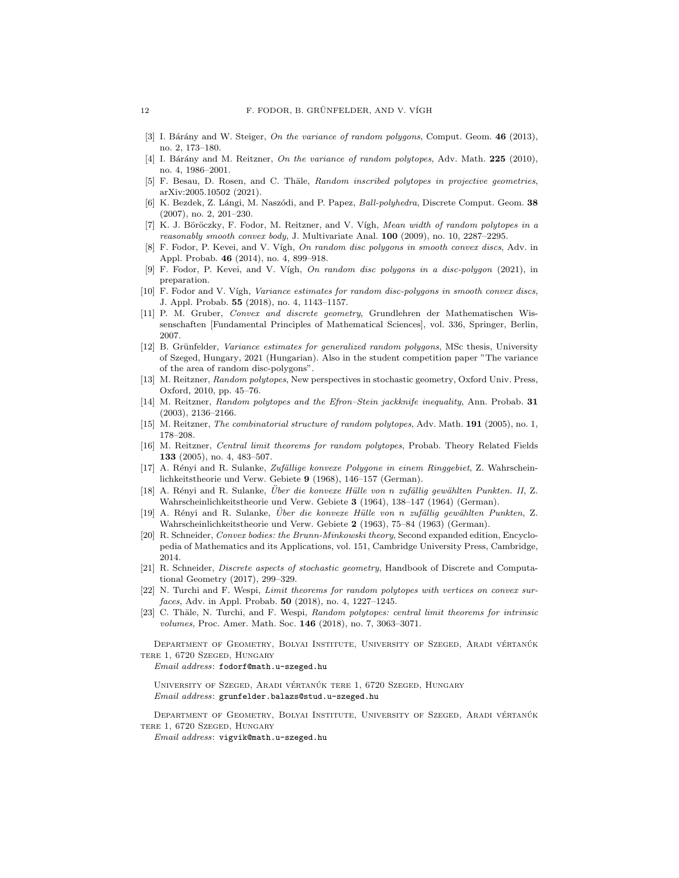[3] I. Bárány and W. Steiger, *On the variance of random polygons*, Comput. Geom. **46** (2013), no. 2, 173–180.

[4] I. Bárány and M. Reitzner, *On the variance of random polytopes*, Adv. Math. **225** (2010), no. 4, 1986–2001.

[5] F. Besau, D. Rosen, and C. Thäle, *Random inscribed polytopes in projective geometries*, arXiv:2005.10502 (2021).

[6] K. Bezdek, Z. Lángi, M. Naszódi, and P. Papez, *Ball-polyhedra*, Discrete Comput. Geom. **38** (2007), no. 2, 201–230.

[7] K. J. Böröczky, F. Fodor, M. Reitzner, and V. Vígh, *Mean width of random polytopes in a reasonably smooth convex body*, J. Multivariate Anal. **100** (2009), no. 10, 2287–2295.

[8] F. Fodor, P. Kevei, and V. Vígh, *On random disc polygons in smooth convex discs*, Adv. in Appl. Probab. **46** (2014), no. 4, 899–918.

[9] F. Fodor, P. Kevei, and V. Vígh, *On random disc polygons in a disc-polygon* (2021), in preparation.

[10] F. Fodor and V. Vígh, *Variance estimates for random disc-polygons in smooth convex discs*, J. Appl. Probab. **55** (2018), no. 4, 1143–1157.

[11] P. M. Gruber, *Convex and discrete geometry*, Grundlehren der Mathematischen Wissenschaften [Fundamental Principles of Mathematical Sciences], vol. 336, Springer, Berlin, 2007.

[12] B. Grünfelder, *Variance estimates for generalized random polygons*, MSc thesis, University of Szeged, Hungary, 2021 (Hungarian). Also in the student competition paper "The variance of the area of random disc-polygons".

[13] M. Reitzner, *Random polytopes*, New perspectives in stochastic geometry, Oxford Univ. Press, Oxford, 2010, pp. 45–76.

[14] M. Reitzner, *Random polytopes and the Efron–Stein jackknife inequality*, Ann. Probab. **31** (2003), 2136–2166.

[15] M. Reitzner, *The combinatorial structure of random polytopes*, Adv. Math. **191** (2005), no. 1, 178–208.

[16] M. Reitzner, *Central limit theorems for random polytopes*, Probab. Theory Related Fields **133** (2005), no. 4, 483–507.

[17] A. Rényi and R. Sulanke, *Zufällige konvexe Polygone in einem Ringgebiet*, Z. Wahrscheinlichkeitstheorie und Verw. Gebiete **9** (1968), 146–157 (German).

[18] A. Rényi and R. Sulanke, *Über die konvexe Hülle von n zufällig gewählten Punkten. II*, Z. Wahrscheinlichkeitstheorie und Verw. Gebiete **3** (1964), 138–147 (1964) (German).

[19] A. Rényi and R. Sulanke, *Über die konvexe Hülle von n zufällig gewählten Punkten*, Z. Wahrscheinlichkeitstheorie und Verw. Gebiete **2** (1963), 75–84 (1963) (German).

[20] R. Schneider, *Convex bodies: the Brunn-Minkowski theory*, Second expanded edition, Encyclopedia of Mathematics and its Applications, vol. 151, Cambridge University Press, Cambridge, 2014.

[21] R. Schneider, *Discrete aspects of stochastic geometry*, Handbook of Discrete and Computational Geometry (2017), 299–329.

[22] N. Turchi and F. Wespi, *Limit theorems for random polytopes with vertices on convex surfaces*, Adv. in Appl. Probab. **50** (2018), no. 4, 1227–1245.

[23] C. Thäle, N. Turchi, and F. Wespi, *Random polytopes: central limit theorems for intrinsic volumes*, Proc. Amer. Math. Soc. **146** (2018), no. 7, 3063–3071.

Department of Geometry, Bolyai Institute, University of Szeged, Aradi vértanúk tere 1, 6720 Szeged, Hungary
*Email address*: fodorf@math.u-szeged.hu

University of Szeged, Aradi vértanúk tere 1, 6720 Szeged, Hungary
*Email address*: grunfelder.balazs@stud.u-szeged.hu

Department of Geometry, Bolyai Institute, University of Szeged, Aradi vértanúk tere 1, 6720 Szeged, Hungary
*Email address*: vigvik@math.u-szeged.hu